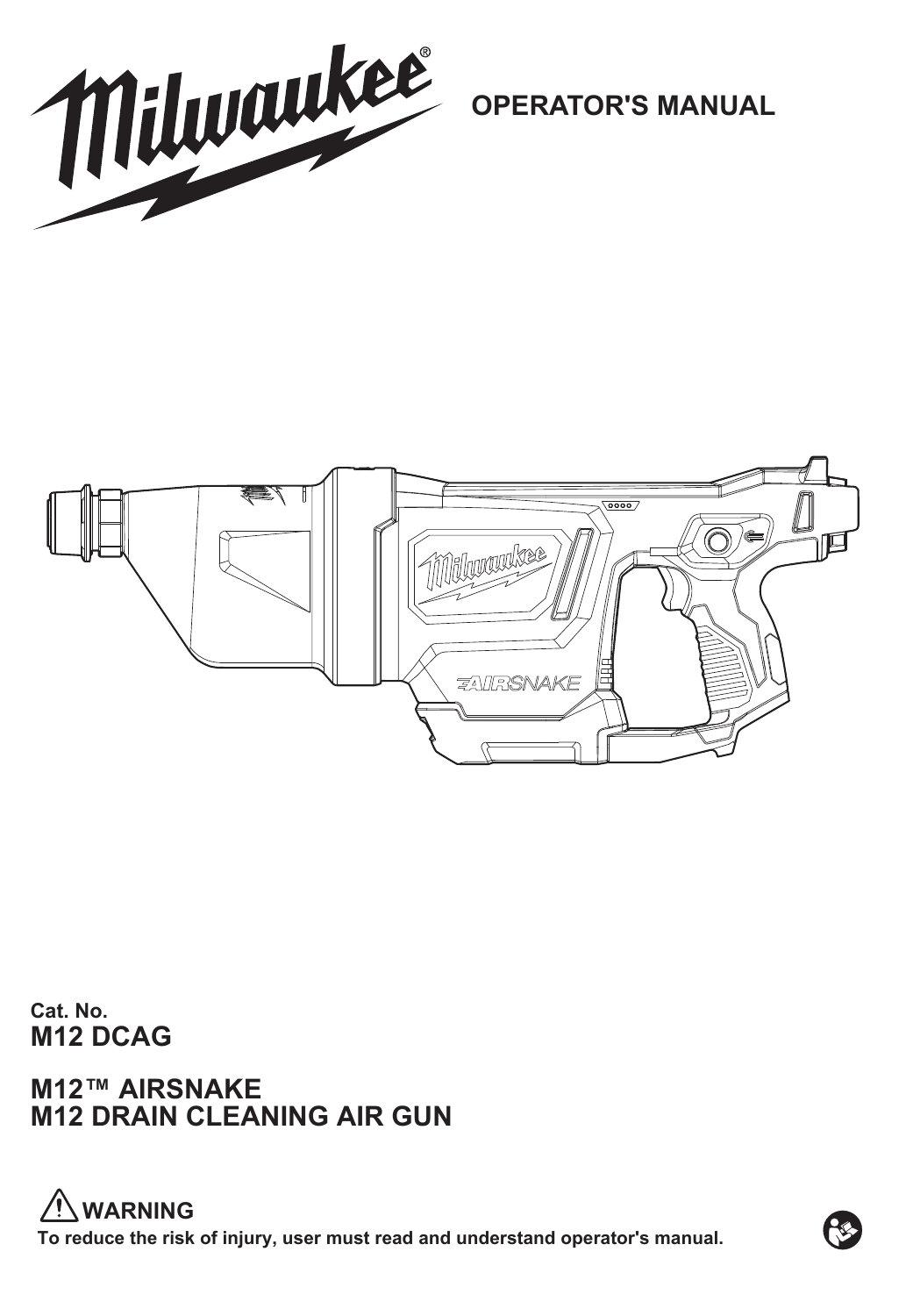# OPERATOR'S MANUAL

**Cat. No.**
**M12 DCAG**

## M12™ AIRSNAKE
## M12 DRAIN CLEANING AIR GUN

**⚠ WARNING**

**To reduce the risk of injury, user must read and understand operator's manual.**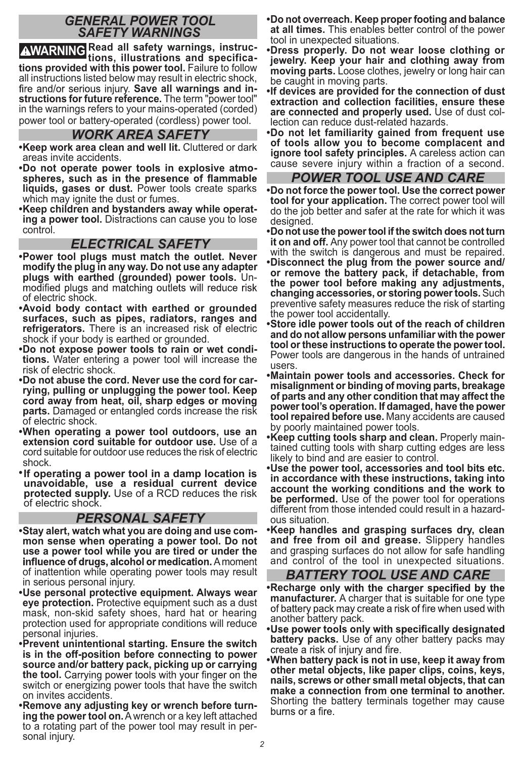## GENERAL POWER TOOL SAFETY WARNINGS

**⚠WARNING Read all safety warnings, instructions, illustrations and specifications provided with this power tool.** Failure to follow all instructions listed below may result in electric shock, fire and/or serious injury. **Save all warnings and instructions for future reference.** The term "power tool" in the warnings refers to your mains-operated (corded) power tool or battery-operated (cordless) power tool.

## WORK AREA SAFETY

- **Keep work area clean and well lit.** Cluttered or dark areas invite accidents.
- **Do not operate power tools in explosive atmospheres, such as in the presence of flammable liquids, gases or dust.** Power tools create sparks which may ignite the dust or fumes.
- **Keep children and bystanders away while operating a power tool.** Distractions can cause you to lose control.

## ELECTRICAL SAFETY

- **Power tool plugs must match the outlet. Never modify the plug in any way. Do not use any adapter plugs with earthed (grounded) power tools.** Unmodified plugs and matching outlets will reduce risk of electric shock.
- **Avoid body contact with earthed or grounded surfaces, such as pipes, radiators, ranges and refrigerators.** There is an increased risk of electric shock if your body is earthed or grounded.
- **Do not expose power tools to rain or wet conditions.** Water entering a power tool will increase the risk of electric shock.
- **Do not abuse the cord. Never use the cord for carrying, pulling or unplugging the power tool. Keep cord away from heat, oil, sharp edges or moving parts.** Damaged or entangled cords increase the risk of electric shock.
- **When operating a power tool outdoors, use an extension cord suitable for outdoor use.** Use of a cord suitable for outdoor use reduces the risk of electric shock.
- **If operating a power tool in a damp location is unavoidable, use a residual current device protected supply.** Use of a RCD reduces the risk of electric shock.

## PERSONAL SAFETY

- **Stay alert, watch what you are doing and use common sense when operating a power tool. Do not use a power tool while you are tired or under the influence of drugs, alcohol or medication.** A moment of inattention while operating power tools may result in serious personal injury.
- **Use personal protective equipment. Always wear eye protection.** Protective equipment such as a dust mask, non-skid safety shoes, hard hat or hearing protection used for appropriate conditions will reduce personal injuries.
- **Prevent unintentional starting. Ensure the switch is in the off-position before connecting to power source and/or battery pack, picking up or carrying the tool.** Carrying power tools with your finger on the switch or energizing power tools that have the switch on invites accidents.
- **Remove any adjusting key or wrench before turning the power tool on.** A wrench or a key left attached to a rotating part of the power tool may result in personal injury.
- **Do not overreach. Keep proper footing and balance at all times.** This enables better control of the power tool in unexpected situations.
- **Dress properly. Do not wear loose clothing or jewelry. Keep your hair and clothing away from moving parts.** Loose clothes, jewelry or long hair can be caught in moving parts.
- **If devices are provided for the connection of dust extraction and collection facilities, ensure these are connected and properly used.** Use of dust collection can reduce dust-related hazards.
- **Do not let familiarity gained from frequent use of tools allow you to become complacent and ignore tool safety principles.** A careless action can cause severe injury within a fraction of a second.

## POWER TOOL USE AND CARE

- **Do not force the power tool. Use the correct power tool for your application.** The correct power tool will do the job better and safer at the rate for which it was designed.
- **Do not use the power tool if the switch does not turn it on and off.** Any power tool that cannot be controlled with the switch is dangerous and must be repaired.
- **Disconnect the plug from the power source and/or remove the battery pack, if detachable, from the power tool before making any adjustments, changing accessories, or storing power tools.** Such preventive safety measures reduce the risk of starting the power tool accidentally.
- **Store idle power tools out of the reach of children and do not allow persons unfamiliar with the power tool or these instructions to operate the power tool.** Power tools are dangerous in the hands of untrained users.
- **Maintain power tools and accessories. Check for misalignment or binding of moving parts, breakage of parts and any other condition that may affect the power tool's operation. If damaged, have the power tool repaired before use.** Many accidents are caused by poorly maintained power tools.
- **Keep cutting tools sharp and clean.** Properly maintained cutting tools with sharp cutting edges are less likely to bind and are easier to control.
- **Use the power tool, accessories and tool bits etc. in accordance with these instructions, taking into account the working conditions and the work to be performed.** Use of the power tool for operations different from those intended could result in a hazardous situation.
- **Keep handles and grasping surfaces dry, clean and free from oil and grease.** Slippery handles and grasping surfaces do not allow for safe handling and control of the tool in unexpected situations.

## BATTERY TOOL USE AND CARE

- **Recharge only with the charger specified by the manufacturer.** A charger that is suitable for one type of battery pack may create a risk of fire when used with another battery pack.
- **Use power tools only with specifically designated battery packs.** Use of any other battery packs may create a risk of injury and fire.
- **When battery pack is not in use, keep it away from other metal objects, like paper clips, coins, keys, nails, screws or other small metal objects, that can make a connection from one terminal to another.** Shorting the battery terminals together may cause burns or a fire.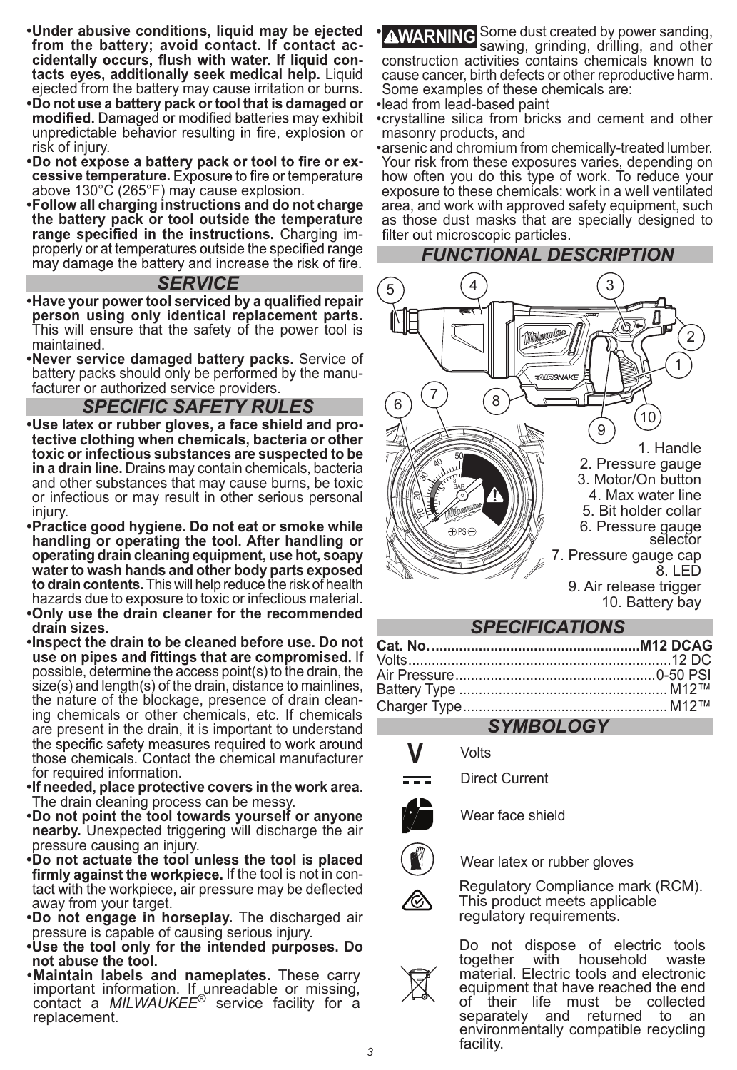- **Under abusive conditions, liquid may be ejected from the battery; avoid contact. If contact accidentally occurs, flush with water. If liquid contacts eyes, additionally seek medical help.** Liquid ejected from the battery may cause irritation or burns.
- **Do not use a battery pack or tool that is damaged or modified.** Damaged or modified batteries may exhibit unpredictable behavior resulting in fire, explosion or risk of injury.
- **Do not expose a battery pack or tool to fire or excessive temperature.** Exposure to fire or temperature above 130°C (265°F) may cause explosion.
- **Follow all charging instructions and do not charge the battery pack or tool outside the temperature range specified in the instructions.** Charging improperly or at temperatures outside the specified range may damage the battery and increase the risk of fire.

## SERVICE

- **Have your power tool serviced by a qualified repair person using only identical replacement parts.** This will ensure that the safety of the power tool is maintained.
- **Never service damaged battery packs.** Service of battery packs should only be performed by the manufacturer or authorized service providers.

## SPECIFIC SAFETY RULES

- **Use latex or rubber gloves, a face shield and protective clothing when chemicals, bacteria or other toxic or infectious substances are suspected to be in a drain line.** Drains may contain chemicals, bacteria and other substances that may cause burns, be toxic or infectious or may result in other serious personal injury.
- **Practice good hygiene. Do not eat or smoke while handling or operating the tool. After handling or operating drain cleaning equipment, use hot, soapy water to wash hands and other body parts exposed to drain contents.** This will help reduce the risk of health hazards due to exposure to toxic or infectious material.
- **Only use the drain cleaner for the recommended drain sizes.**
- **Inspect the drain to be cleaned before use. Do not use on pipes and fittings that are compromised.** If possible, determine the access point(s) to the drain, the size(s) and length(s) of the drain, distance to mainlines, the nature of the blockage, presence of drain cleaning chemicals or other chemicals, etc. If chemicals are present in the drain, it is important to understand the specific safety measures required to work around those chemicals. Contact the chemical manufacturer for required information.
- **If needed, place protective covers in the work area.** The drain cleaning process can be messy.
- **Do not point the tool towards yourself or anyone nearby.** Unexpected triggering will discharge the air pressure causing an injury.
- **Do not actuate the tool unless the tool is placed firmly against the workpiece.** If the tool is not in contact with the workpiece, air pressure may be deflected away from your target.
- **Do not engage in horseplay.** The discharged air pressure is capable of causing serious injury.
- **Use the tool only for the intended purposes. Do not abuse the tool.**
- **Maintain labels and nameplates.** These carry important information. If unreadable or missing, contact a *MILWAUKEE*® service facility for a replacement.
- **⚠WARNING** Some dust created by power sanding, sawing, grinding, drilling, and other construction activities contains chemicals known to cause cancer, birth defects or other reproductive harm. Some examples of these chemicals are:
  - lead from lead-based paint
  - crystalline silica from bricks and cement and other masonry products, and
  - arsenic and chromium from chemically-treated lumber.

  Your risk from these exposures varies, depending on how often you do this type of work. To reduce your exposure to these chemicals: work in a well ventilated area, and work with approved safety equipment, such as those dust masks that are specially designed to filter out microscopic particles.

## FUNCTIONAL DESCRIPTION

1. Handle
2. Pressure gauge
3. Motor/On button
4. Max water line
5. Bit holder collar
6. Pressure gauge selector
7. Pressure gauge cap
8. LED
9. Air release trigger
10. Battery bay

## SPECIFICATIONS

| | |
|---|---|
| **Cat. No.** | **M12 DCAG** |
| Volts | 12 DC |
| Air Pressure | 0-50 PSI |
| Battery Type | M12™ |
| Charger Type | M12™ |

## SYMBOLOGY

- V — Volts
- Direct Current
- Wear face shield
- Wear latex or rubber gloves
- Regulatory Compliance mark (RCM). This product meets applicable regulatory requirements.
- Do not dispose of electric tools together with household waste material. Electric tools and electronic equipment that have reached the end of their life must be collected separately and returned to an environmentally compatible recycling facility.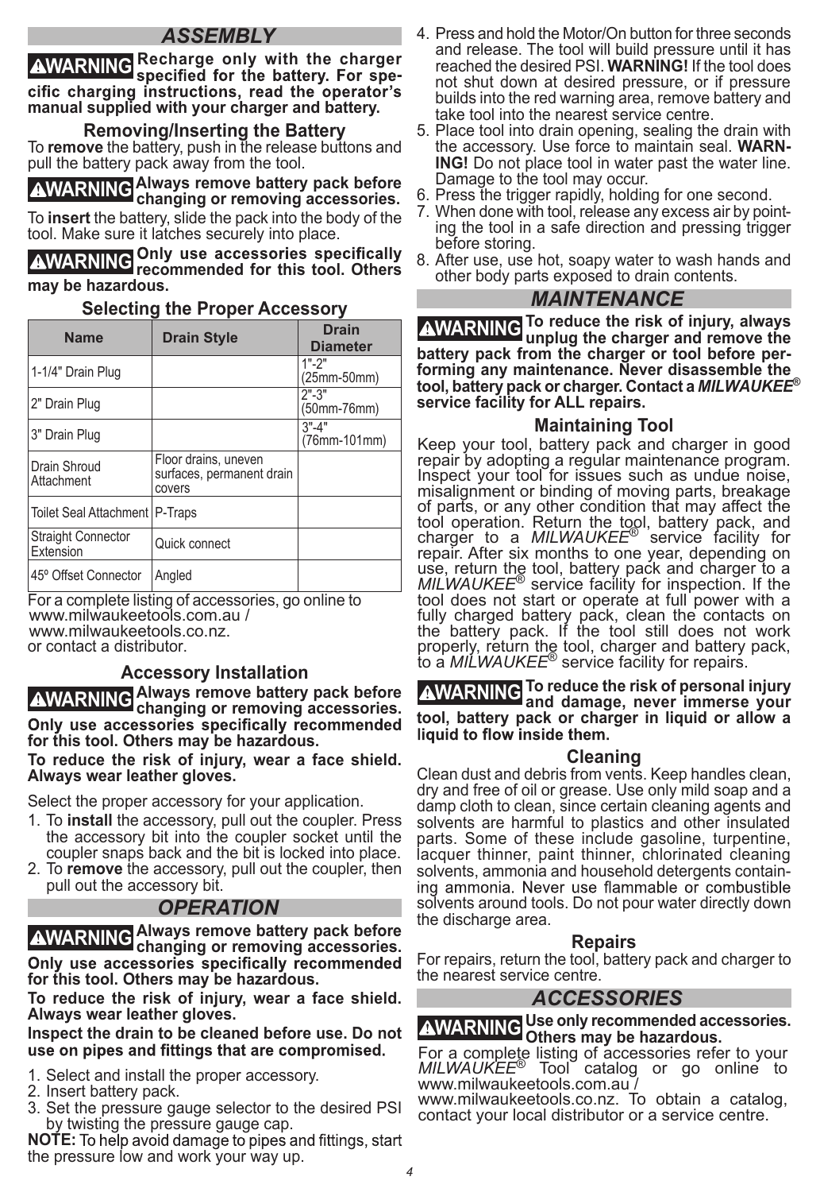## ASSEMBLY

**⚠WARNING Recharge only with the charger specified for the battery. For specific charging instructions, read the operator's manual supplied with your charger and battery.**

### Removing/Inserting the Battery

To **remove** the battery, push in the release buttons and pull the battery pack away from the tool.

**⚠WARNING Always remove battery pack before changing or removing accessories.**

To **insert** the battery, slide the pack into the body of the tool. Make sure it latches securely into place.

**⚠WARNING Only use accessories specifically recommended for this tool. Others may be hazardous.**

### Selecting the Proper Accessory

| Name | Drain Style | Drain Diameter |
|---|---|---|
| 1-1/4" Drain Plug | | 1"-2" (25mm-50mm) |
| 2" Drain Plug | | 2"-3" (50mm-76mm) |
| 3" Drain Plug | | 3"-4" (76mm-101mm) |
| Drain Shroud Attachment | Floor drains, uneven surfaces, permanent drain covers | |
| Toilet Seal Attachment | P-Traps | |
| Straight Connector Extension | Quick connect | |
| 45º Offset Connector | Angled | |

For a complete listing of accessories, go online to www.milwaukeetools.com.au / www.milwaukeetools.co.nz. or contact a distributor.

### Accessory Installation

**⚠WARNING Always remove battery pack before changing or removing accessories. Only use accessories specifically recommended for this tool. Others may be hazardous.**

**To reduce the risk of injury, wear a face shield. Always wear leather gloves.**

Select the proper accessory for your application.

1. To **install** the accessory, pull out the coupler. Press the accessory bit into the coupler socket until the coupler snaps back and the bit is locked into place.
2. To **remove** the accessory, pull out the coupler, then pull out the accessory bit.

## OPERATION

**⚠WARNING Always remove battery pack before changing or removing accessories. Only use accessories specifically recommended for this tool. Others may be hazardous.**

**To reduce the risk of injury, wear a face shield. Always wear leather gloves.**

**Inspect the drain to be cleaned before use. Do not use on pipes and fittings that are compromised.**

1. Select and install the proper accessory.
2. Insert battery pack.
3. Set the pressure gauge selector to the desired PSI by twisting the pressure gauge cap.

**NOTE:** To help avoid damage to pipes and fittings, start the pressure low and work your way up.

4. Press and hold the Motor/On button for three seconds and release. The tool will build pressure until it has reached the desired PSI. **WARNING!** If the tool does not shut down at desired pressure, or if pressure builds into the red warning area, remove battery and take tool into the nearest service centre.
5. Place tool into drain opening, sealing the drain with the accessory. Use force to maintain seal. **WARNING!** Do not place tool in water past the water line. Damage to the tool may occur.
6. Press the trigger rapidly, holding for one second.
7. When done with tool, release any excess air by pointing the tool in a safe direction and pressing trigger before storing.
8. After use, use hot, soapy water to wash hands and other body parts exposed to drain contents.

## MAINTENANCE

**⚠WARNING To reduce the risk of injury, always unplug the charger and remove the battery pack from the charger or tool before performing any maintenance. Never disassemble the tool, battery pack or charger. Contact a *MILWAUKEE*® service facility for ALL repairs.**

### Maintaining Tool

Keep your tool, battery pack and charger in good repair by adopting a regular maintenance program. Inspect your tool for issues such as undue noise, misalignment or binding of moving parts, breakage of parts, or any other condition that may affect the tool operation. Return the tool, battery pack, and charger to a *MILWAUKEE*® service facility for repair. After six months to one year, depending on use, return the tool, battery pack and charger to a *MILWAUKEE*® service facility for inspection. If the tool does not start or operate at full power with a fully charged battery pack, clean the contacts on the battery pack. If the tool still does not work properly, return the tool, charger and battery pack, to a *MILWAUKEE*® service facility for repairs.

**⚠WARNING To reduce the risk of personal injury and damage, never immerse your tool, battery pack or charger in liquid or allow a liquid to flow inside them.**

### Cleaning

Clean dust and debris from vents. Keep handles clean, dry and free of oil or grease. Use only mild soap and a damp cloth to clean, since certain cleaning agents and solvents are harmful to plastics and other insulated parts. Some of these include gasoline, turpentine, lacquer thinner, paint thinner, chlorinated cleaning solvents, ammonia and household detergents containing ammonia. Never use flammable or combustible solvents around tools. Do not pour water directly down the discharge area.

### Repairs

For repairs, return the tool, battery pack and charger to the nearest service centre.

## ACCESSORIES

**⚠WARNING Use only recommended accessories. Others may be hazardous.**

For a complete listing of accessories refer to your *MILWAUKEE*® Tool catalog or go online to www.milwaukeetools.com.au / www.milwaukeetools.co.nz. To obtain a catalog, contact your local distributor or a service centre.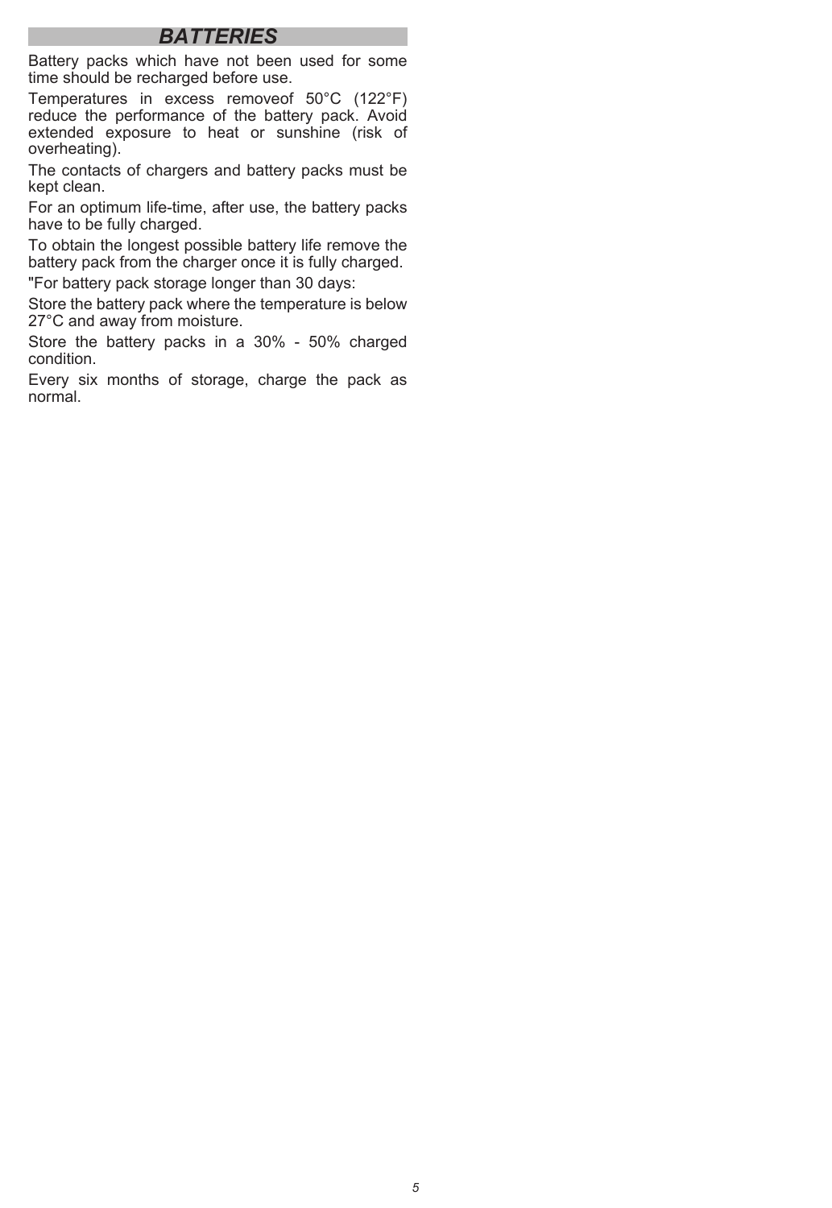# BATTERIES

Battery packs which have not been used for some time should be recharged before use.

Temperatures in excess removeof 50°C (122°F) reduce the performance of the battery pack. Avoid extended exposure to heat or sunshine (risk of overheating).

The contacts of chargers and battery packs must be kept clean.

For an optimum life-time, after use, the battery packs have to be fully charged.

To obtain the longest possible battery life remove the battery pack from the charger once it is fully charged.

"For battery pack storage longer than 30 days:

Store the battery pack where the temperature is below 27°C and away from moisture.

Store the battery packs in a 30% - 50% charged condition.

Every six months of storage, charge the pack as normal.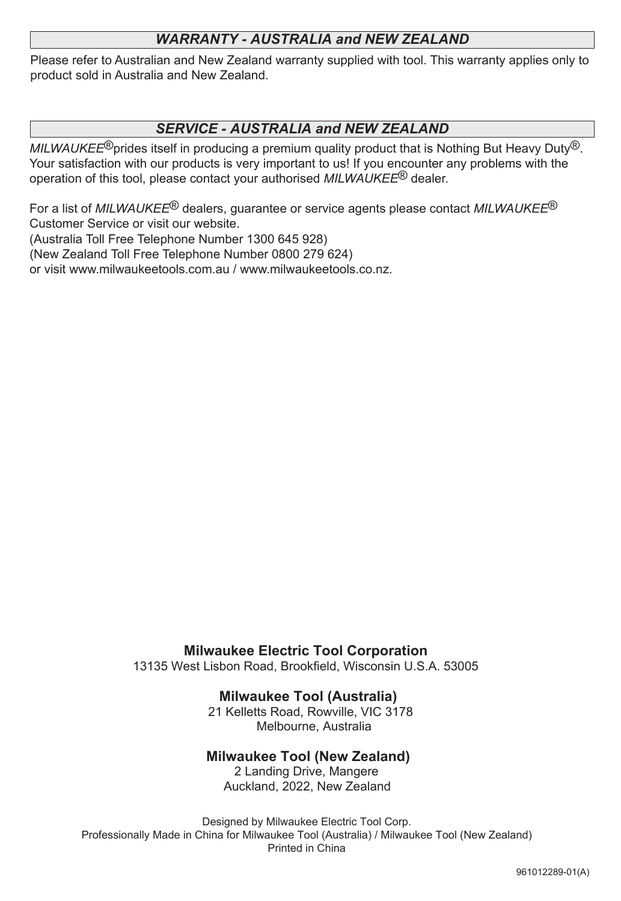## *WARRANTY - AUSTRALIA and NEW ZEALAND*

Please refer to Australian and New Zealand warranty supplied with tool. This warranty applies only to product sold in Australia and New Zealand.

## *SERVICE - AUSTRALIA and NEW ZEALAND*

*MILWAUKEE*® prides itself in producing a premium quality product that is Nothing But Heavy Duty®. Your satisfaction with our products is very important to us! If you encounter any problems with the operation of this tool, please contact your authorised *MILWAUKEE*® dealer.

For a list of *MILWAUKEE*® dealers, guarantee or service agents please contact *MILWAUKEE*® Customer Service or visit our website.
(Australia Toll Free Telephone Number 1300 645 928)
(New Zealand Toll Free Telephone Number 0800 279 624)
or visit www.milwaukeetools.com.au / www.milwaukeetools.co.nz.

**Milwaukee Electric Tool Corporation**
13135 West Lisbon Road, Brookfield, Wisconsin U.S.A. 53005

**Milwaukee Tool (Australia)**
21 Kelletts Road, Rowville, VIC 3178
Melbourne, Australia

**Milwaukee Tool (New Zealand)**
2 Landing Drive, Mangere
Auckland, 2022, New Zealand

Designed by Milwaukee Electric Tool Corp.
Professionally Made in China for Milwaukee Tool (Australia) / Milwaukee Tool (New Zealand)
Printed in China

961012289-01(A)